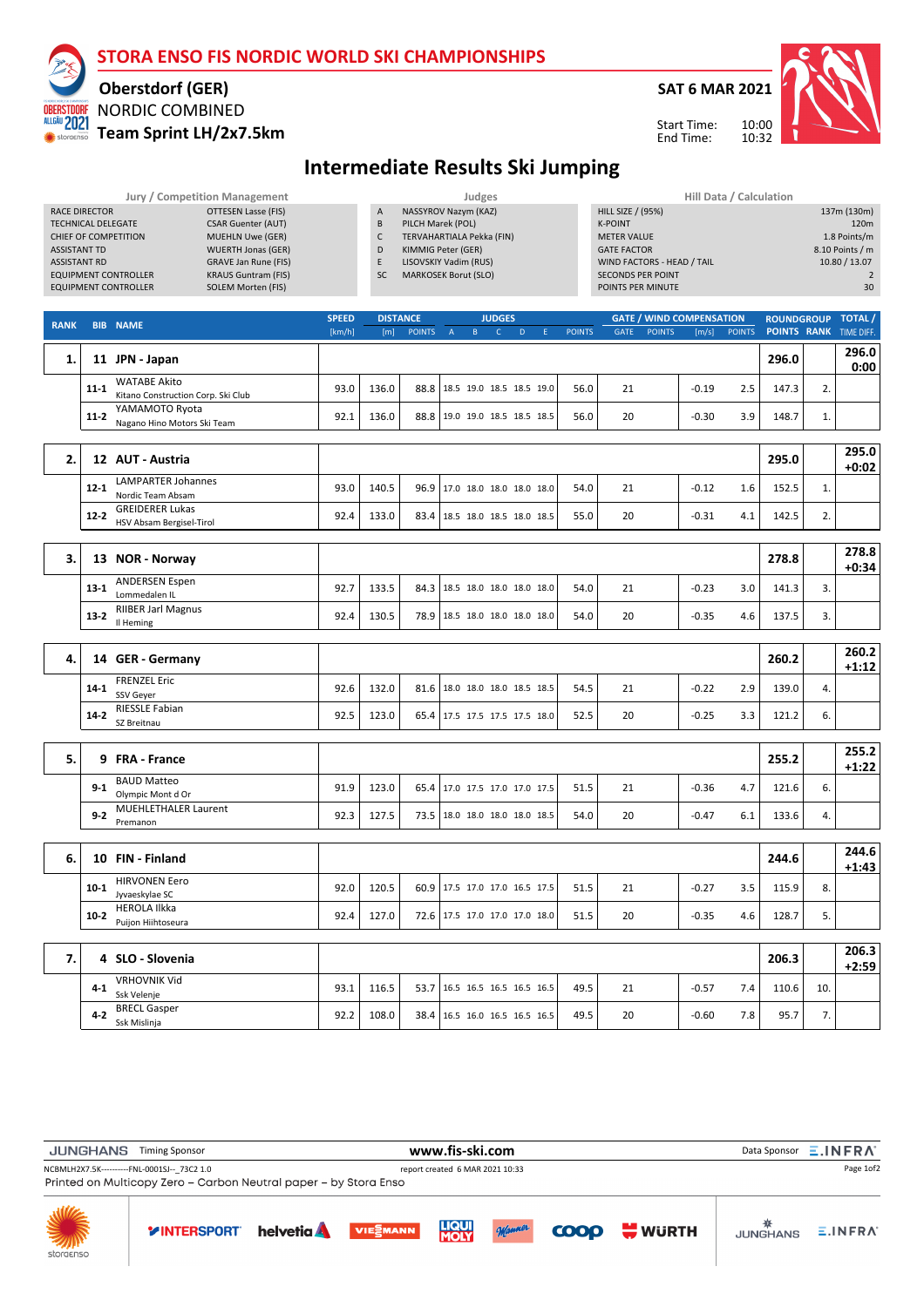# STORA ENSO FIS NORDIC WORLD SKI CHAMPIONSHIPS

**Oberstdorf (GER)**

NORDIC COMBINED

**Team Sprint LH/2x7.5km**

**SAT 6 MAR 2021**

Start Time: 10:00
End Time: 10:32

## Intermediate Results Ski Jumping

| Jury / Competition Management | |
|---|---|
| RACE DIRECTOR | OTTESEN Lasse (FIS) |
| TECHNICAL DELEGATE | CSAR Guenter (AUT) |
| CHIEF OF COMPETITION | MUEHLN Uwe (GER) |
| ASSISTANT TD | WUERTH Jonas (GER) |
| ASSISTANT RD | GRAVE Jan Rune (FIS) |
| EQUIPMENT CONTROLLER | KRAUS Guntram (FIS) |
| EQUIPMENT CONTROLLER | SOLEM Morten (FIS) |

| Judges | |
|---|---|
| A | NASSYROV Nazym (KAZ) |
| B | PILCH Marek (POL) |
| C | TERVAHARTIALA Pekka (FIN) |
| D | KIMMIG Peter (GER) |
| E | LISOVSKIY Vadim (RUS) |
| SC | MARKOSEK Borut (SLO) |

| Hill Data / Calculation | |
|---|---|
| HILL SIZE / (95%) | 137m (130m) |
| K-POINT | 120m |
| METER VALUE | 1.8 Points/m |
| GATE FACTOR | 8.10 Points / m |
| WIND FACTORS - HEAD / TAIL | 10.80 / 13.07 |
| SECONDS PER POINT | 2 |
| POINTS PER MINUTE | 30 |

| RANK | BIB | NAME | SPEED [km/h] | DISTANCE [m] | DISTANCE POINTS | JUDGES A | B | C | D | E | JUDGES POINTS | GATE | GATE POINTS | WIND [m/s] | WIND POINTS | ROUNDGROUP POINTS | ROUNDGROUP RANK | TOTAL / TIME DIFF. |
|---|---|---|---|---|---|---|---|---|---|---|---|---|---|---|---|---|---|---|
| 1. | 11 | JPN - Japan | | | | | | | | | | | | | | 296.0 | | 296.0 0:00 |
| | 11-1 | WATABE Akito, Kitano Construction Corp. Ski Club | 93.0 | 136.0 | 88.8 | 18.5 | 19.0 | 18.5 | 18.5 | 19.0 | 56.0 | 21 | | -0.19 | 2.5 | 147.3 | 2. | |
| | 11-2 | YAMAMOTO Ryota, Nagano Hino Motors Ski Team | 92.1 | 136.0 | 88.8 | 19.0 | 19.0 | 18.5 | 18.5 | 18.5 | 56.0 | 20 | | -0.30 | 3.9 | 148.7 | 1. | |
| 2. | 12 | AUT - Austria | | | | | | | | | | | | | | 295.0 | | 295.0 +0:02 |
| | 12-1 | LAMPARTER Johannes, Nordic Team Absam | 93.0 | 140.5 | 96.9 | 17.0 | 18.0 | 18.0 | 18.0 | 18.0 | 54.0 | 21 | | -0.12 | 1.6 | 152.5 | 1. | |
| | 12-2 | GREIDERER Lukas, HSV Absam Bergisel-Tirol | 92.4 | 133.0 | 83.4 | 18.5 | 18.0 | 18.5 | 18.0 | 18.5 | 55.0 | 20 | | -0.31 | 4.1 | 142.5 | 2. | |
| 3. | 13 | NOR - Norway | | | | | | | | | | | | | | 278.8 | | 278.8 +0:34 |
| | 13-1 | ANDERSEN Espen, Lommedalen IL | 92.7 | 133.5 | 84.3 | 18.5 | 18.0 | 18.0 | 18.0 | 18.0 | 54.0 | 21 | | -0.23 | 3.0 | 141.3 | 3. | |
| | 13-2 | RIIBER Jarl Magnus, Il Heming | 92.4 | 130.5 | 78.9 | 18.5 | 18.0 | 18.0 | 18.0 | 18.0 | 54.0 | 20 | | -0.35 | 4.6 | 137.5 | 3. | |
| 4. | 14 | GER - Germany | | | | | | | | | | | | | | 260.2 | | 260.2 +1:12 |
| | 14-1 | FRENZEL Eric, SSV Geyer | 92.6 | 132.0 | 81.6 | 18.0 | 18.0 | 18.0 | 18.5 | 18.5 | 54.5 | 21 | | -0.22 | 2.9 | 139.0 | 4. | |
| | 14-2 | RIESSLE Fabian, SZ Breitnau | 92.5 | 123.0 | 65.4 | 17.5 | 17.5 | 17.5 | 17.5 | 18.0 | 52.5 | 20 | | -0.25 | 3.3 | 121.2 | 6. | |
| 5. | 9 | FRA - France | | | | | | | | | | | | | | 255.2 | | 255.2 +1:22 |
| | 9-1 | BAUD Matteo, Olympic Mont d Or | 91.9 | 123.0 | 65.4 | 17.0 | 17.5 | 17.0 | 17.0 | 17.5 | 51.5 | 21 | | -0.36 | 4.7 | 121.6 | 6. | |
| | 9-2 | MUEHLETHALER Laurent, Premanon | 92.3 | 127.5 | 73.5 | 18.0 | 18.0 | 18.0 | 18.0 | 18.5 | 54.0 | 20 | | -0.47 | 6.1 | 133.6 | 4. | |
| 6. | 10 | FIN - Finland | | | | | | | | | | | | | | 244.6 | | 244.6 +1:43 |
| | 10-1 | HIRVONEN Eero, Jyvaeskylae SC | 92.0 | 120.5 | 60.9 | 17.5 | 17.0 | 17.0 | 16.5 | 17.5 | 51.5 | 21 | | -0.27 | 3.5 | 115.9 | 8. | |
| | 10-2 | HEROLA Ilkka, Puijon Hiihtoseura | 92.4 | 127.0 | 72.6 | 17.5 | 17.0 | 17.0 | 17.0 | 18.0 | 51.5 | 20 | | -0.35 | 4.6 | 128.7 | 5. | |
| 7. | 4 | SLO - Slovenia | | | | | | | | | | | | | | 206.3 | | 206.3 +2:59 |
| | 4-1 | VRHOVNIK Vid, Ssk Velenje | 93.1 | 116.5 | 53.7 | 16.5 | 16.5 | 16.5 | 16.5 | 16.5 | 49.5 | 21 | | -0.57 | 7.4 | 110.6 | 10. | |
| | 4-2 | BRECL Gasper, Ssk Mislinja | 92.2 | 108.0 | 38.4 | 16.5 | 16.0 | 16.5 | 16.5 | 16.5 | 49.5 | 20 | | -0.60 | 7.8 | 95.7 | 7. | |

JUNGHANS Timing Sponsor — www.fis-ski.com — Data Sponsor E.INFRA

NCBMLH2X7.5K----------FNL-0001SJ--_73C2 1.0 — report created 6 MAR 2021 10:33

Printed on Multicopy Zero – Carbon Neutral paper – by Stora Enso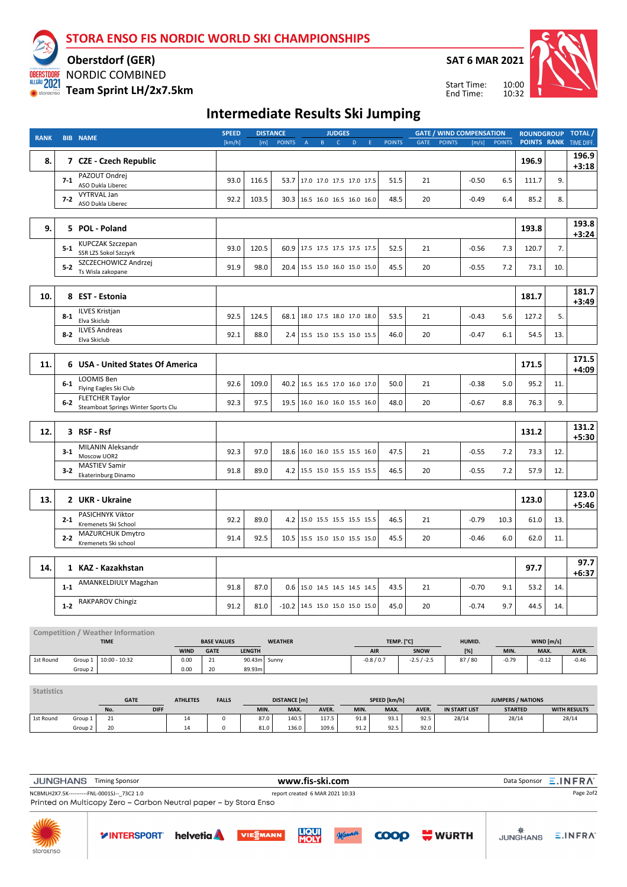# STORA ENSO FIS NORDIC WORLD SKI CHAMPIONSHIPS

**Oberstdorf (GER)**
NORDIC COMBINED
**Team Sprint LH/2x7.5km**

**SAT 6 MAR 2021**

Start Time: 10:00
End Time: 10:32

## Intermediate Results Ski Jumping

| RANK | BIB | NAME | SPEED [km/h] | DISTANCE [m] | DISTANCE POINTS | JUDGES A | B | C | D | E | JUDGES POINTS | GATE | GATE POINTS | WIND [m/s] | WIND POINTS | ROUNDGROUP POINTS | ROUNDGROUP RANK | TOTAL / TIME DIFF. |
|---|---|---|---|---|---|---|---|---|---|---|---|---|---|---|---|---|---|---|
| 8. | 7 | CZE - Czech Republic | | | | | | | | | | | | | | 196.9 | | 196.9 +3:18 |
| | 7-1 | PAZOUT Ondrej ASO Dukla Liberec | 93.0 | 116.5 | 53.7 | 17.0 | 17.0 | 17.5 | 17.0 | 17.5 | 51.5 | 21 | | -0.50 | 6.5 | 111.7 | 9. | |
| | 7-2 | VYTRVAL Jan ASO Dukla Liberec | 92.2 | 103.5 | 30.3 | 16.5 | 16.0 | 16.5 | 16.0 | 16.0 | 48.5 | 20 | | -0.49 | 6.4 | 85.2 | 8. | |
| 9. | 5 | POL - Poland | | | | | | | | | | | | | | 193.8 | | 193.8 +3:24 |
| | 5-1 | KUPCZAK Szczepan SSR LZS Sokol Szczyrk | 93.0 | 120.5 | 60.9 | 17.5 | 17.5 | 17.5 | 17.5 | 17.5 | 52.5 | 21 | | -0.56 | 7.3 | 120.7 | 7. | |
| | 5-2 | SZCZECHOWICZ Andrzej Ts Wisla zakopane | 91.9 | 98.0 | 20.4 | 15.5 | 15.0 | 16.0 | 15.0 | 15.0 | 45.5 | 20 | | -0.55 | 7.2 | 73.1 | 10. | |
| 10. | 8 | EST - Estonia | | | | | | | | | | | | | | 181.7 | | 181.7 +3:49 |
| | 8-1 | ILVES Kristjan Elva Skiclub | 92.5 | 124.5 | 68.1 | 18.0 | 17.5 | 18.0 | 17.0 | 18.0 | 53.5 | 21 | | -0.43 | 5.6 | 127.2 | 5. | |
| | 8-2 | ILVES Andreas Elva Skiclub | 92.1 | 88.0 | 2.4 | 15.5 | 15.0 | 15.5 | 15.0 | 15.5 | 46.0 | 20 | | -0.47 | 6.1 | 54.5 | 13. | |
| 11. | 6 | USA - United States Of America | | | | | | | | | | | | | | 171.5 | | 171.5 +4:09 |
| | 6-1 | LOOMIS Ben Flying Eagles Ski Club | 92.6 | 109.0 | 40.2 | 16.5 | 16.5 | 17.0 | 16.0 | 17.0 | 50.0 | 21 | | -0.38 | 5.0 | 95.2 | 11. | |
| | 6-2 | FLETCHER Taylor Steamboat Springs Winter Sports Clu | 92.3 | 97.5 | 19.5 | 16.0 | 16.0 | 16.0 | 15.5 | 16.0 | 48.0 | 20 | | -0.67 | 8.8 | 76.3 | 9. | |
| 12. | 3 | RSF - Rsf | | | | | | | | | | | | | | 131.2 | | 131.2 +5:30 |
| | 3-1 | MILANIN Aleksandr Moscow UOR2 | 92.3 | 97.0 | 18.6 | 16.0 | 16.0 | 15.5 | 15.5 | 16.0 | 47.5 | 21 | | -0.55 | 7.2 | 73.3 | 12. | |
| | 3-2 | MASTIEV Samir Ekaterinburg Dinamo | 91.8 | 89.0 | 4.2 | 15.5 | 15.0 | 15.5 | 15.5 | 15.5 | 46.5 | 20 | | -0.55 | 7.2 | 57.9 | 12. | |
| 13. | 2 | UKR - Ukraine | | | | | | | | | | | | | | 123.0 | | 123.0 +5:46 |
| | 2-1 | PASICHNYK Viktor Kremenets Ski School | 92.2 | 89.0 | 4.2 | 15.0 | 15.5 | 15.5 | 15.5 | 15.5 | 46.5 | 21 | | -0.79 | 10.3 | 61.0 | 13. | |
| | 2-2 | MAZURCHUK Dmytro Kremenets Ski school | 91.4 | 92.5 | 10.5 | 15.5 | 15.0 | 15.0 | 15.5 | 15.0 | 45.5 | 20 | | -0.46 | 6.0 | 62.0 | 11. | |
| 14. | 1 | KAZ - Kazakhstan | | | | | | | | | | | | | | 97.7 | | 97.7 +6:37 |
| | 1-1 | AMANKELDIULY Magzhan | 91.8 | 87.0 | 0.6 | 15.0 | 14.5 | 14.5 | 14.5 | 14.5 | 43.5 | 21 | | -0.70 | 9.1 | 53.2 | 14. | |
| | 1-2 | RAKPAROV Chingiz | 91.2 | 81.0 | -10.2 | 14.5 | 15.0 | 15.0 | 15.0 | 15.0 | 45.0 | 20 | | -0.74 | 9.7 | 44.5 | 14. | |

### Competition / Weather Information

| | | TIME | BASE VALUES WIND | GATE | LENGTH | WEATHER | TEMP. [°C] AIR | SNOW | HUMID. [%] | WIND [m/s] MIN. | MAX. | AVER. |
|---|---|---|---|---|---|---|---|---|---|---|---|---|
| 1st Round | Group 1 | 10:00 - 10:32 | 0.00 | 21 | 90.43m | Sunny | -0.8 / 0.7 | -2.5 / -2.5 | 87 / 80 | -0.79 | -0.12 | -0.46 |
| | Group 2 | | 0.00 | 20 | 89.93m | | | | | | | |

### Statistics

| | | GATE No. | DIFF | ATHLETES | FALLS | DISTANCE [m] MIN. | MAX. | AVER. | SPEED [km/h] MIN. | MAX. | AVER. | JUMPERS / NATIONS IN START LIST | STARTED | WITH RESULTS |
|---|---|---|---|---|---|---|---|---|---|---|---|---|---|---|
| 1st Round | Group 1 | 21 | | 14 | 0 | 87.0 | 140.5 | 117.5 | 91.8 | 93.1 | 92.5 | 28/14 | 28/14 | 28/14 |
| | Group 2 | 20 | | 14 | 0 | 81.0 | 136.0 | 109.6 | 91.2 | 92.5 | 92.0 | | | |

JUNGHANS Timing Sponsor www.fis-ski.com Data Sponsor E.INFRA

NCBMLH2X7.5K----------FNL-0001SJ--_73C2 1.0 report created 6 MAR 2021 10:33

Printed on Multicopy Zero – Carbon Neutral paper – by Stora Enso